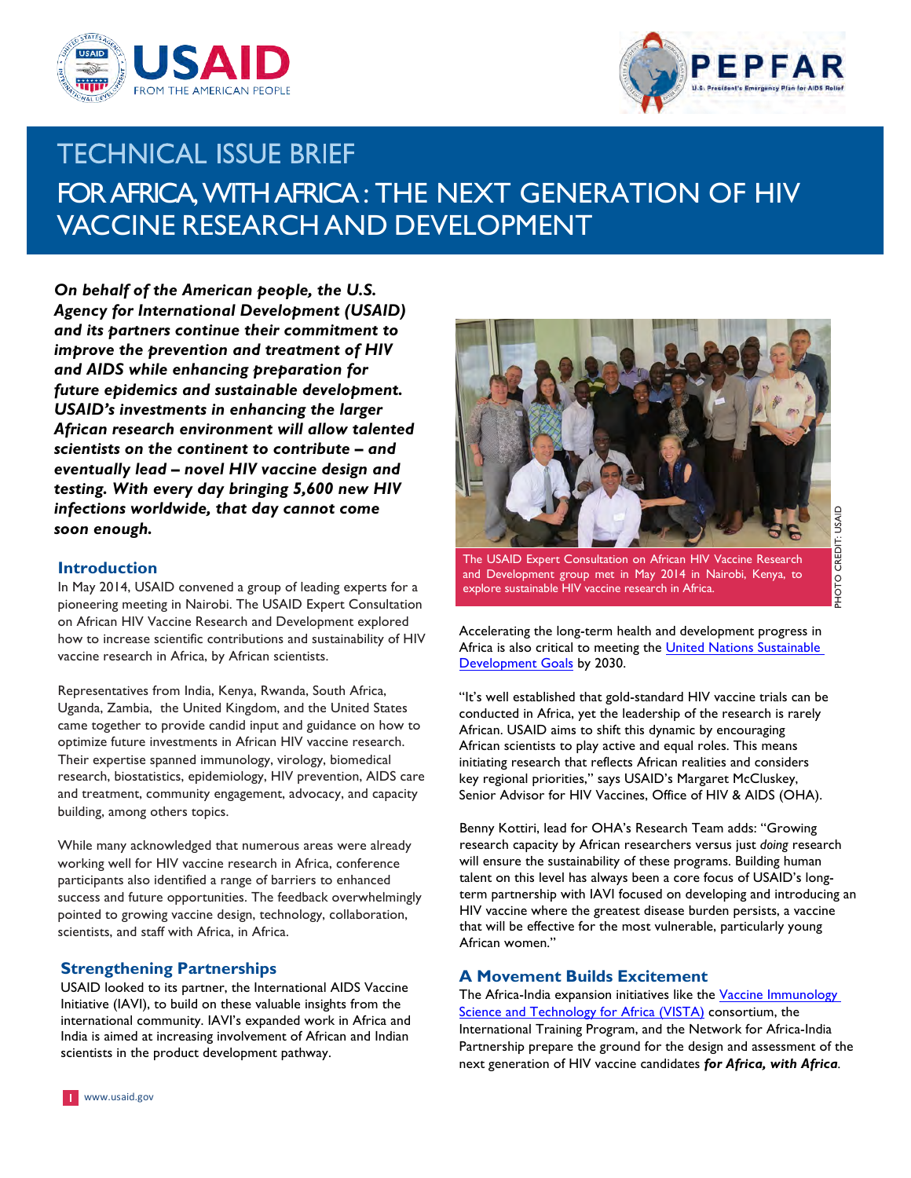# TECHNICAL ISSUE BRIEF

# FOR AFRICA, WITH AFRICA: THE NEXT GENERATION OF HIV VACCINE RESEARCH AND DEVELOPMENT

***On behalf of the American people, the U.S. Agency for International Development (USAID) and its partners continue their commitment to improve the prevention and treatment of HIV and AIDS while enhancing preparation for future epidemics and sustainable development. USAID's investments in enhancing the larger African research environment will allow talented scientists on the continent to contribute – and eventually lead – novel HIV vaccine design and testing. With every day bringing 5,600 new HIV infections worldwide, that day cannot come soon enough.***

## Introduction

In May 2014, USAID convened a group of leading experts for a pioneering meeting in Nairobi. The USAID Expert Consultation on African HIV Vaccine Research and Development explored how to increase scientific contributions and sustainability of HIV vaccine research in Africa, by African scientists.

Representatives from India, Kenya, Rwanda, South Africa, Uganda, Zambia, the United Kingdom, and the United States came together to provide candid input and guidance on how to optimize future investments in African HIV vaccine research. Their expertise spanned immunology, virology, biomedical research, biostatistics, epidemiology, HIV prevention, AIDS care and treatment, community engagement, advocacy, and capacity building, among others topics.

While many acknowledged that numerous areas were already working well for HIV vaccine research in Africa, conference participants also identified a range of barriers to enhanced success and future opportunities. The feedback overwhelmingly pointed to growing vaccine design, technology, collaboration, scientists, and staff with Africa, in Africa.

## Strengthening Partnerships

USAID looked to its partner, the International AIDS Vaccine Initiative (IAVI), to build on these valuable insights from the international community. IAVI's expanded work in Africa and India is aimed at increasing involvement of African and Indian scientists in the product development pathway.

The USAID Expert Consultation on African HIV Vaccine Research and Development group met in May 2014 in Nairobi, Kenya, to explore sustainable HIV vaccine research in Africa.

PHOTO CREDIT: USAID

Accelerating the long-term health and development progress in Africa is also critical to meeting the [United Nations Sustainable Development Goals] by 2030.

"It's well established that gold-standard HIV vaccine trials can be conducted in Africa, yet the leadership of the research is rarely African. USAID aims to shift this dynamic by encouraging African scientists to play active and equal roles. This means initiating research that reflects African realities and considers key regional priorities," says USAID's Margaret McCluskey, Senior Advisor for HIV Vaccines, Office of HIV & AIDS (OHA).

Benny Kottiri, lead for OHA's Research Team adds: "Growing research capacity by African researchers versus just *doing* research will ensure the sustainability of these programs. Building human talent on this level has always been a core focus of USAID's long-term partnership with IAVI focused on developing and introducing an HIV vaccine where the greatest disease burden persists, a vaccine that will be effective for the most vulnerable, particularly young African women."

## A Movement Builds Excitement

The Africa-India expansion initiatives like the [Vaccine Immunology Science and Technology for Africa (VISTA)] consortium, the International Training Program, and the Network for Africa-India Partnership prepare the ground for the design and assessment of the next generation of HIV vaccine candidates ***for Africa, with Africa***.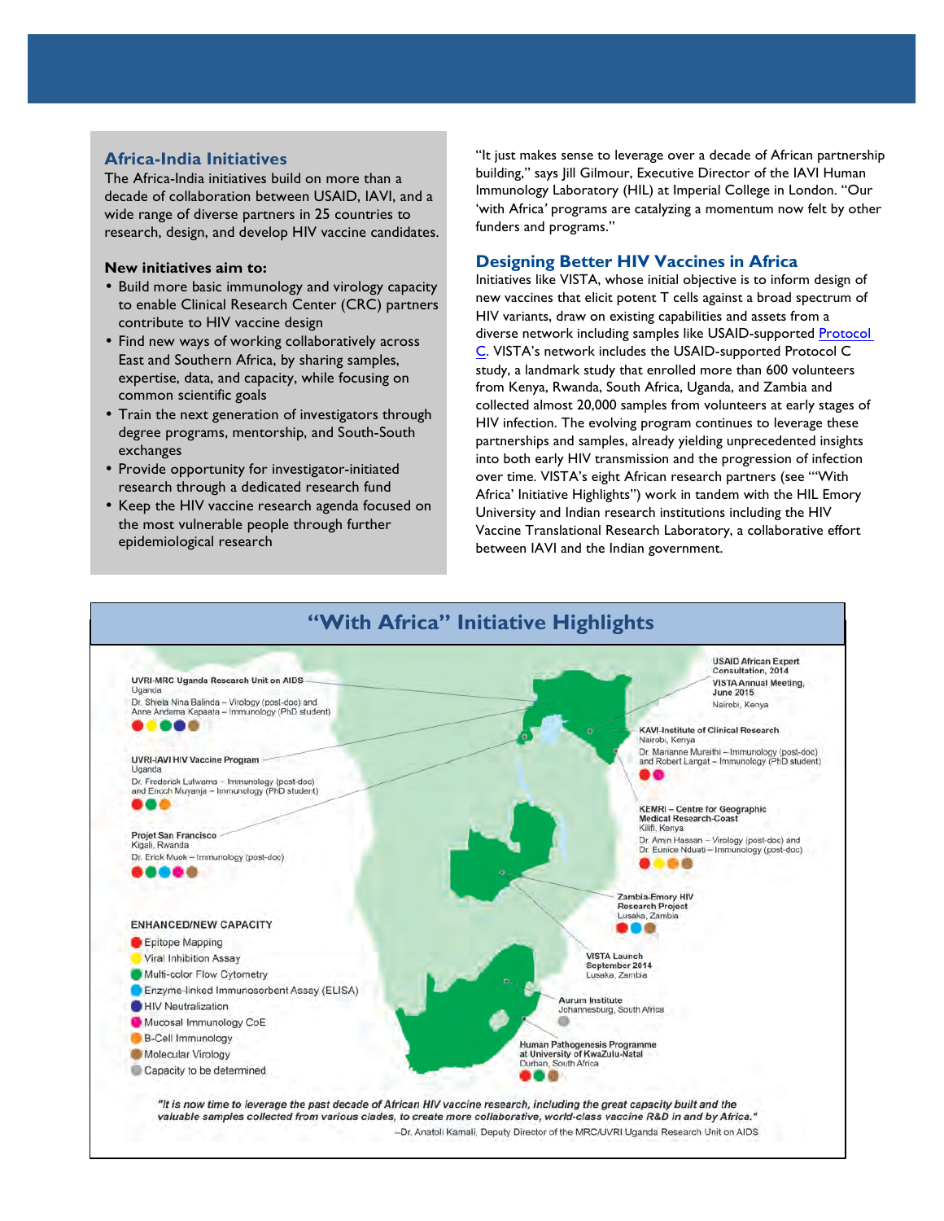## Africa-India Initiatives

The Africa-India initiatives build on more than a decade of collaboration between USAID, IAVI, and a wide range of diverse partners in 25 countries to research, design, and develop HIV vaccine candidates.

**New initiatives aim to:**

- Build more basic immunology and virology capacity to enable Clinical Research Center (CRC) partners contribute to HIV vaccine design
- Find new ways of working collaboratively across East and Southern Africa, by sharing samples, expertise, data, and capacity, while focusing on common scientific goals
- Train the next generation of investigators through degree programs, mentorship, and South-South exchanges
- Provide opportunity for investigator-initiated research through a dedicated research fund
- Keep the HIV vaccine research agenda focused on the most vulnerable people through further epidemiological research

"It just makes sense to leverage over a decade of African partnership building," says Jill Gilmour, Executive Director of the IAVI Human Immunology Laboratory (HIL) at Imperial College in London. "Our 'with Africa' programs are catalyzing a momentum now felt by other funders and programs."

## Designing Better HIV Vaccines in Africa

Initiatives like VISTA, whose initial objective is to inform design of new vaccines that elicit potent T cells against a broad spectrum of HIV variants, draw on existing capabilities and assets from a diverse network including samples like USAID-supported [Protocol C](). VISTA's network includes the USAID-supported Protocol C study, a landmark study that enrolled more than 600 volunteers from Kenya, Rwanda, South Africa, Uganda, and Zambia and collected almost 20,000 samples from volunteers at early stages of HIV infection. The evolving program continues to leverage these partnerships and samples, already yielding unprecedented insights into both early HIV transmission and the progression of infection over time. VISTA's eight African research partners (see "'With Africa' Initiative Highlights") work in tandem with the HIL Emory University and Indian research institutions including the HIV Vaccine Translational Research Laboratory, a collaborative effort between IAVI and the Indian government.

## "With Africa" Initiative Highlights

**UVRI-MRC Uganda Research Unit on AIDS**
Uganda
Dr. Shiela Nina Balinda – Virology (post-doc) and Anne Andama Kapaata – Immunology (PhD student)

**UVRI-IAVI HIV Vaccine Program**
Uganda
Dr. Frederick Lutwama – Immunology (post-doc) and Enoch Muyanja – Immunology (PhD student)

**Projet San Francisco**
Kigali, Rwanda
Dr. Erick Muok – Immunology (post-doc)

**USAID African Expert Consultation, 2014**

**VISTA Annual Meeting, June 2015**
Nairobi, Kenya

**KAVI-Institute of Clinical Research**
Nairobi, Kenya
Dr. Marianne Mureithi – Immunology (post-doc) and Robert Langat – Immunology (PhD student)

**KEMRI – Centre for Geographic Medical Research-Coast**
Kilifi, Kenya
Dr. Amin Hassan – Virology (post-doc) and Dr. Eunice Nduati – Immunology (post-doc)

**Zambia-Emory HIV Research Project**
Lusaka, Zambia

**VISTA Launch September 2014**
Lusaka, Zambia

**Aurum Institute**
Johannesburg, South Africa

**Human Pathogenesis Programme at University of KwaZulu-Natal**
Durban, South Africa

**ENHANCED/NEW CAPACITY**

- Epitope Mapping
- Viral Inhibition Assay
- Multi-color Flow Cytometry
- Enzyme-linked Immunosorbent Assay (ELISA)
- HIV Neutralization
- Mucosal Immunology CoE
- B-Cell Immunology
- Molecular Virology
- Capacity to be determined

*"It is now time to leverage the past decade of African HIV vaccine research, including the great capacity built and the valuable samples collected from various clades, to create more collaborative, world-class vaccine R&D in and by Africa."*

–Dr. Anatoli Kamali, Deputy Director of the MRC/UVRI Uganda Research Unit on AIDS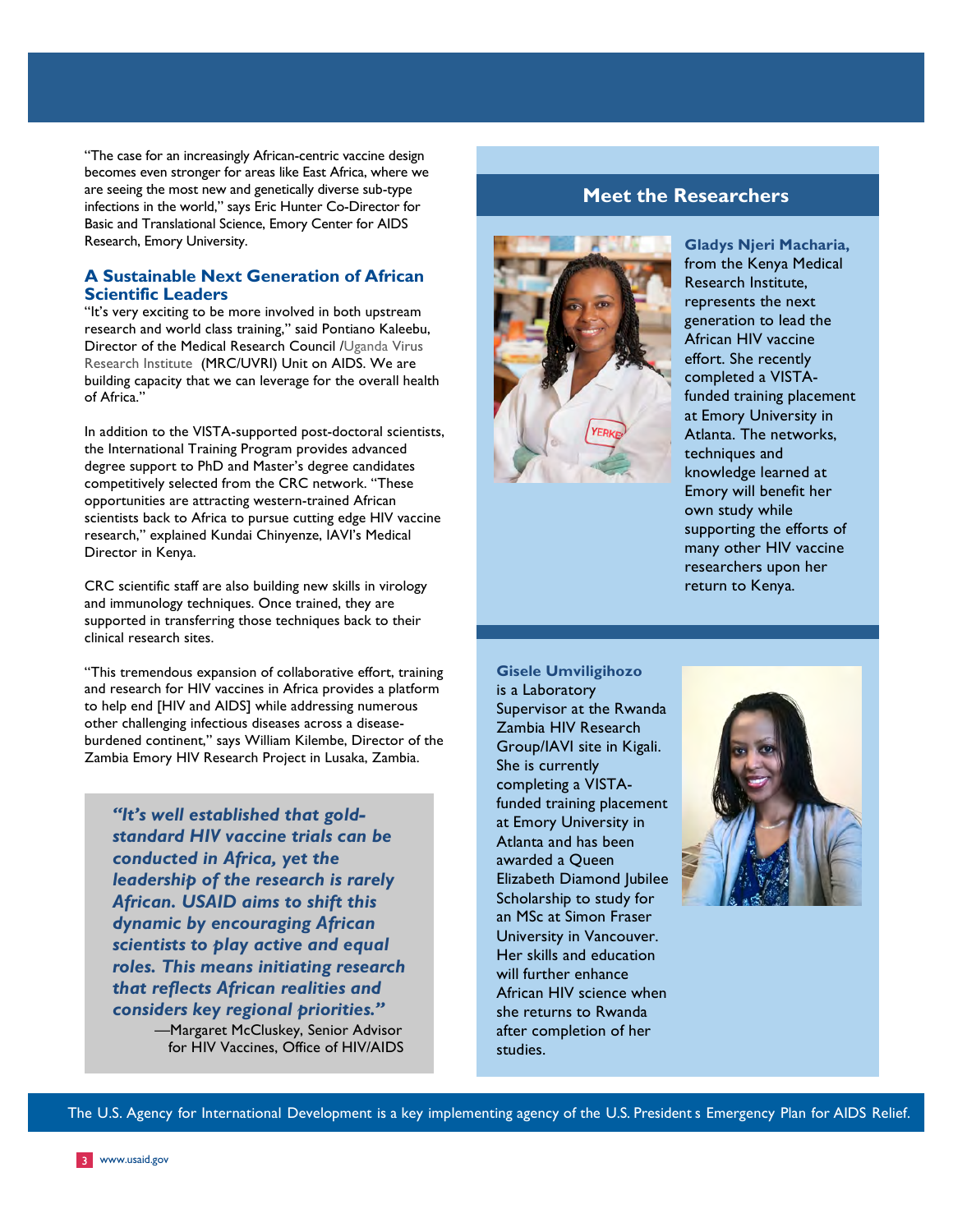"The case for an increasingly African-centric vaccine design becomes even stronger for areas like East Africa, where we are seeing the most new and genetically diverse sub-type infections in the world," says Eric Hunter Co-Director for Basic and Translational Science, Emory Center for AIDS Research, Emory University.

## A Sustainable Next Generation of African Scientific Leaders

"It's very exciting to be more involved in both upstream research and world class training," said Pontiano Kaleebu, Director of the Medical Research Council /Uganda Virus Research Institute (MRC/UVRI) Unit on AIDS. We are building capacity that we can leverage for the overall health of Africa."

In addition to the VISTA-supported post-doctoral scientists, the International Training Program provides advanced degree support to PhD and Master's degree candidates competitively selected from the CRC network. "These opportunities are attracting western-trained African scientists back to Africa to pursue cutting edge HIV vaccine research," explained Kundai Chinyenze, IAVI's Medical Director in Kenya.

CRC scientific staff are also building new skills in virology and immunology techniques. Once trained, they are supported in transferring those techniques back to their clinical research sites.

"This tremendous expansion of collaborative effort, training and research for HIV vaccines in Africa provides a platform to help end [HIV and AIDS] while addressing numerous other challenging infectious diseases across a disease-burdened continent," says William Kilembe, Director of the Zambia Emory HIV Research Project in Lusaka, Zambia.

> ***"It's well established that gold-standard HIV vaccine trials can be conducted in Africa, yet the leadership of the research is rarely African. USAID aims to shift this dynamic by encouraging African scientists to play active and equal roles. This means initiating research that reflects African realities and considers key regional priorities."***
>
> —Margaret McCluskey, Senior Advisor for HIV Vaccines, Office of HIV/AIDS

## Meet the Researchers

**Gladys Njeri Macharia,** from the Kenya Medical Research Institute, represents the next generation to lead the African HIV vaccine effort. She recently completed a VISTA-funded training placement at Emory University in Atlanta. The networks, techniques and knowledge learned at Emory will benefit her own study while supporting the efforts of many other HIV vaccine researchers upon her return to Kenya.

**Gisele Umviligihozo** is a Laboratory Supervisor at the Rwanda Zambia HIV Research Group/IAVI site in Kigali. She is currently completing a VISTA-funded training placement at Emory University in Atlanta and has been awarded a Queen Elizabeth Diamond Jubilee Scholarship to study for an MSc at Simon Fraser University in Vancouver. Her skills and education will further enhance African HIV science when she returns to Rwanda after completion of her studies.

The U.S. Agency for International Development is a key implementing agency of the U.S. President s Emergency Plan for AIDS Relief.

www.usaid.gov